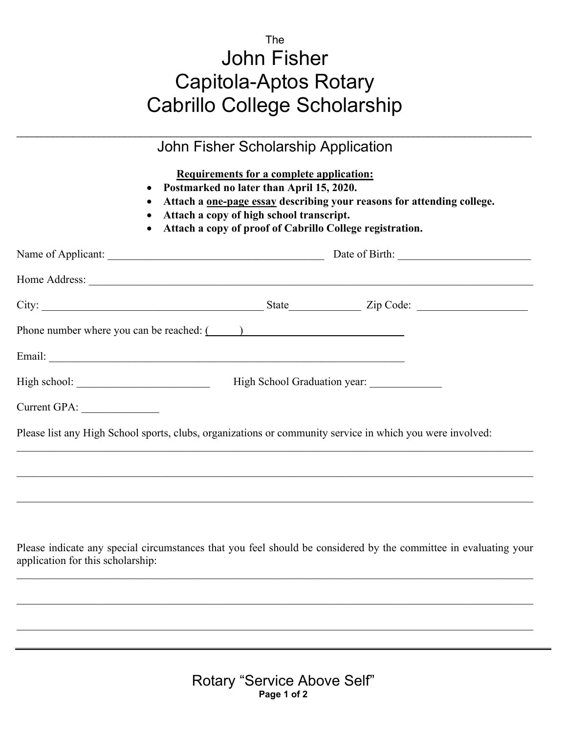# The John Fisher Capitola-Aptos Rotary Cabrillo College Scholarship

---

## John Fisher Scholarship Application

**Requirements for a complete application:**

- **Postmarked no later than April 15, 2020.**
- **Attach a one-page essay describing your reasons for attending college.**
- **Attach a copy of high school transcript.**
- **Attach a copy of proof of Cabrillo College registration.**

Name of Applicant: ______________________________________ Date of Birth: ________________________

Home Address: ______________________________________________________________________________

City: ________________________________________ State____________ Zip Code: ___________________

Phone number where you can be reached: (\_\_\_\_\_\_) \_\_\_\_\_\_\_\_\_\_\_\_\_\_\_\_\_\_\_\_\_\_\_\_\_\_\_\_

Email: ______________________________________________________________

High school: ________________________ High School Graduation year: _____________

Current GPA: ______________

Please list any High School sports, clubs, organizations or community service in which you were involved:

_____________________________________________________________________________________________

_____________________________________________________________________________________________

_____________________________________________________________________________________________

Please indicate any special circumstances that you feel should be considered by the committee in evaluating your application for this scholarship:

_____________________________________________________________________________________________

_____________________________________________________________________________________________

_____________________________________________________________________________________________

---

Rotary "Service Above Self"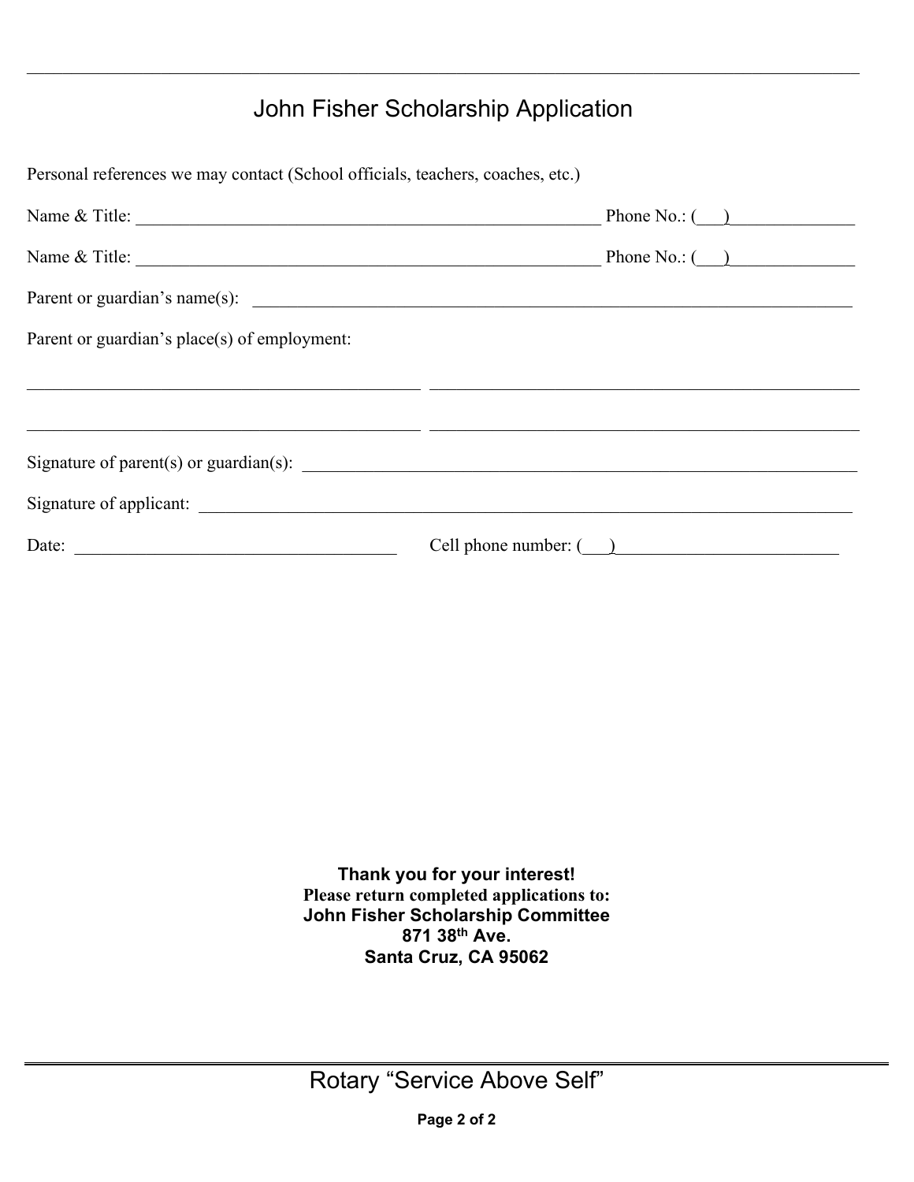# John Fisher Scholarship Application

Personal references we may contact (School officials, teachers, coaches, etc.)

Name & Title: ________________________________________________ Phone No.: (___)____________

Name & Title: ________________________________________________ Phone No.: (___)____________

Parent or guardian's name(s): ____________________________________________________________

Parent or guardian's place(s) of employment:

______________________________________ ______________________________________

______________________________________ ______________________________________

Signature of parent(s) or guardian(s): ______________________________________________________

Signature of applicant: ______________________________________________________________

Date: ______________________________ Cell phone number: (___)______________________

**Thank you for your interest!**
**Please return completed applications to:**
**John Fisher Scholarship Committee**
**871 38th Ave.**
**Santa Cruz, CA 95062**

Rotary "Service Above Self"